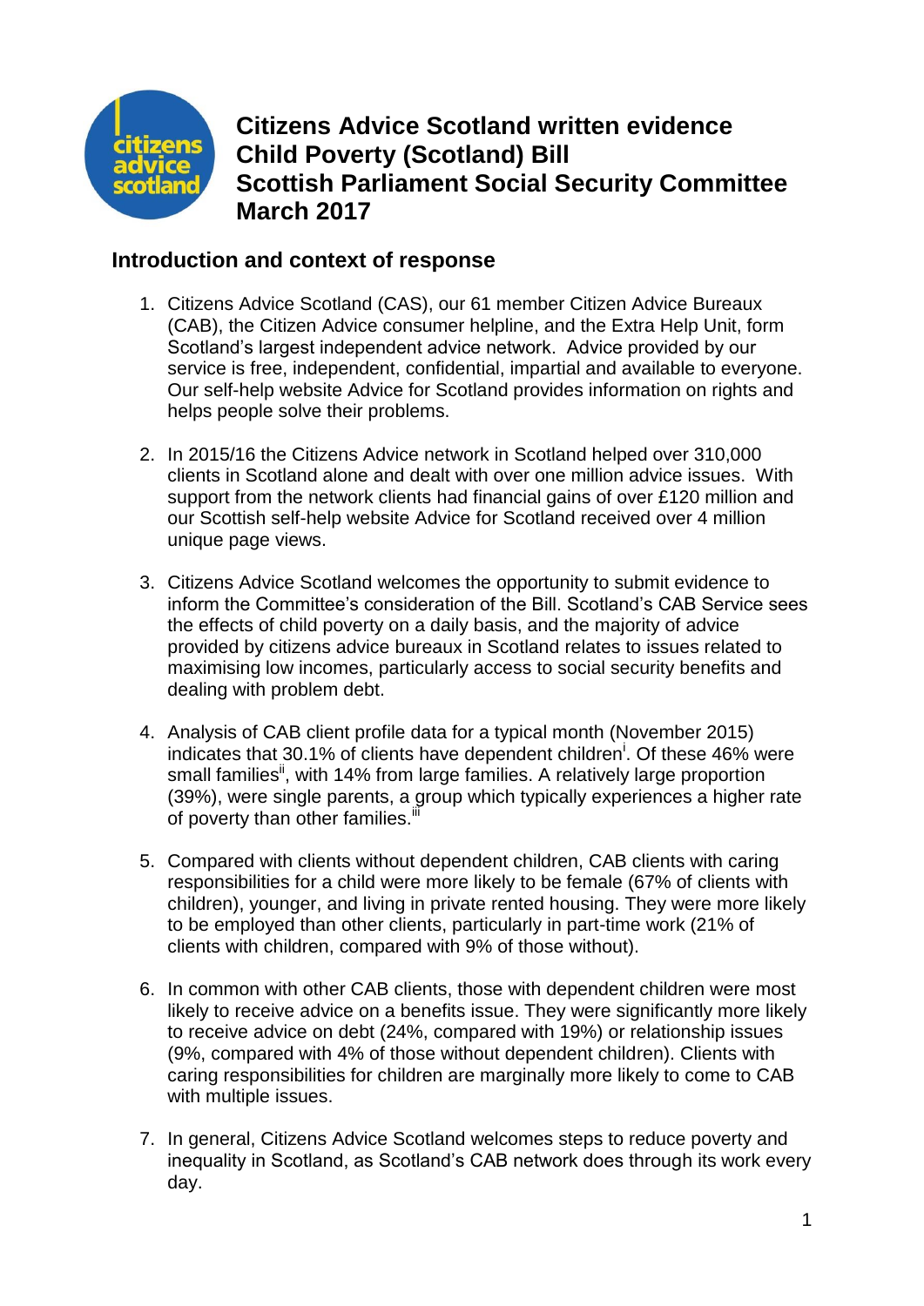# Citizens Advice Scotland written evidence
# Child Poverty (Scotland) Bill
# Scottish Parliament Social Security Committee
# March 2017

## Introduction and context of response

1. Citizens Advice Scotland (CAS), our 61 member Citizen Advice Bureaux (CAB), the Citizen Advice consumer helpline, and the Extra Help Unit, form Scotland's largest independent advice network. Advice provided by our service is free, independent, confidential, impartial and available to everyone. Our self-help website Advice for Scotland provides information on rights and helps people solve their problems.

2. In 2015/16 the Citizens Advice network in Scotland helped over 310,000 clients in Scotland alone and dealt with over one million advice issues. With support from the network clients had financial gains of over £120 million and our Scottish self-help website Advice for Scotland received over 4 million unique page views.

3. Citizens Advice Scotland welcomes the opportunity to submit evidence to inform the Committee's consideration of the Bill. Scotland's CAB Service sees the effects of child poverty on a daily basis, and the majority of advice provided by citizens advice bureaux in Scotland relates to issues related to maximising low incomes, particularly access to social security benefits and dealing with problem debt.

4. Analysis of CAB client profile data for a typical month (November 2015) indicates that 30.1% of clients have dependent children[i]. Of these 46% were small families[ii], with 14% from large families. A relatively large proportion (39%), were single parents, a group which typically experiences a higher rate of poverty than other families.[iii]

5. Compared with clients without dependent children, CAB clients with caring responsibilities for a child were more likely to be female (67% of clients with children), younger, and living in private rented housing. They were more likely to be employed than other clients, particularly in part-time work (21% of clients with children, compared with 9% of those without).

6. In common with other CAB clients, those with dependent children were most likely to receive advice on a benefits issue. They were significantly more likely to receive advice on debt (24%, compared with 19%) or relationship issues (9%, compared with 4% of those without dependent children). Clients with caring responsibilities for children are marginally more likely to come to CAB with multiple issues.

7. In general, Citizens Advice Scotland welcomes steps to reduce poverty and inequality in Scotland, as Scotland's CAB network does through its work every day.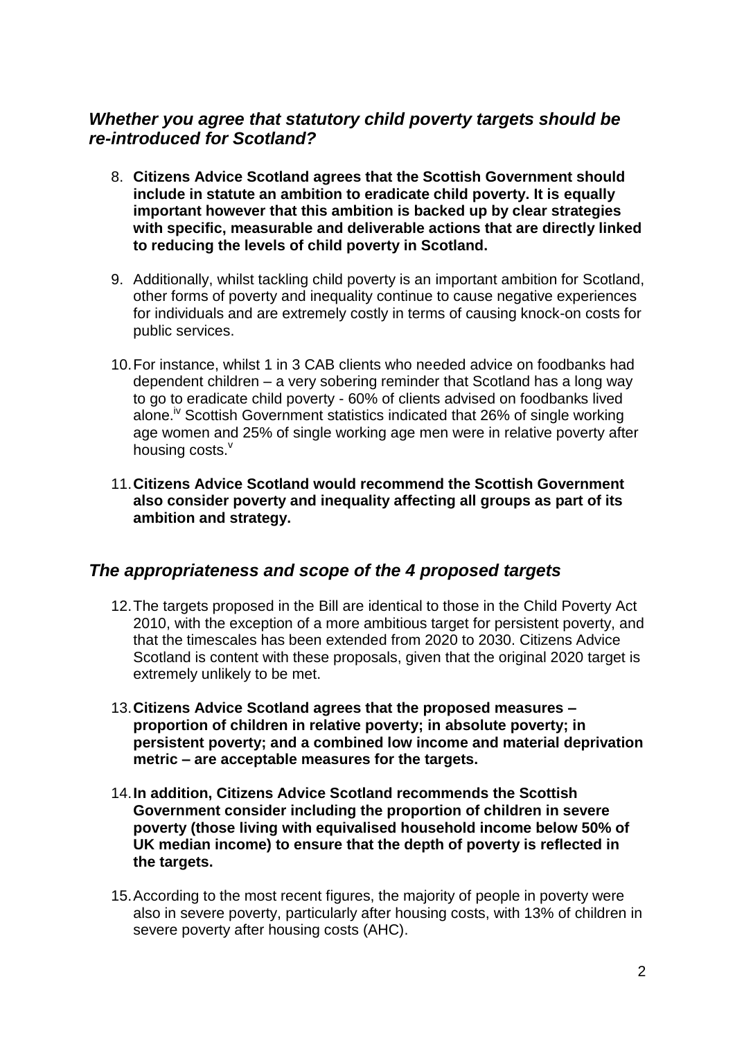## *Whether you agree that statutory child poverty targets should be re-introduced for Scotland?*

8. **Citizens Advice Scotland agrees that the Scottish Government should include in statute an ambition to eradicate child poverty. It is equally important however that this ambition is backed up by clear strategies with specific, measurable and deliverable actions that are directly linked to reducing the levels of child poverty in Scotland.**

9. Additionally, whilst tackling child poverty is an important ambition for Scotland, other forms of poverty and inequality continue to cause negative experiences for individuals and are extremely costly in terms of causing knock-on costs for public services.

10. For instance, whilst 1 in 3 CAB clients who needed advice on foodbanks had dependent children – a very sobering reminder that Scotland has a long way to go to eradicate child poverty - 60% of clients advised on foodbanks lived alone.[iv] Scottish Government statistics indicated that 26% of single working age women and 25% of single working age men were in relative poverty after housing costs.[v]

11. **Citizens Advice Scotland would recommend the Scottish Government also consider poverty and inequality affecting all groups as part of its ambition and strategy.**

## *The appropriateness and scope of the 4 proposed targets*

12. The targets proposed in the Bill are identical to those in the Child Poverty Act 2010, with the exception of a more ambitious target for persistent poverty, and that the timescales has been extended from 2020 to 2030. Citizens Advice Scotland is content with these proposals, given that the original 2020 target is extremely unlikely to be met.

13. **Citizens Advice Scotland agrees that the proposed measures – proportion of children in relative poverty; in absolute poverty; in persistent poverty; and a combined low income and material deprivation metric – are acceptable measures for the targets.**

14. **In addition, Citizens Advice Scotland recommends the Scottish Government consider including the proportion of children in severe poverty (those living with equivalised household income below 50% of UK median income) to ensure that the depth of poverty is reflected in the targets.**

15. According to the most recent figures, the majority of people in poverty were also in severe poverty, particularly after housing costs, with 13% of children in severe poverty after housing costs (AHC).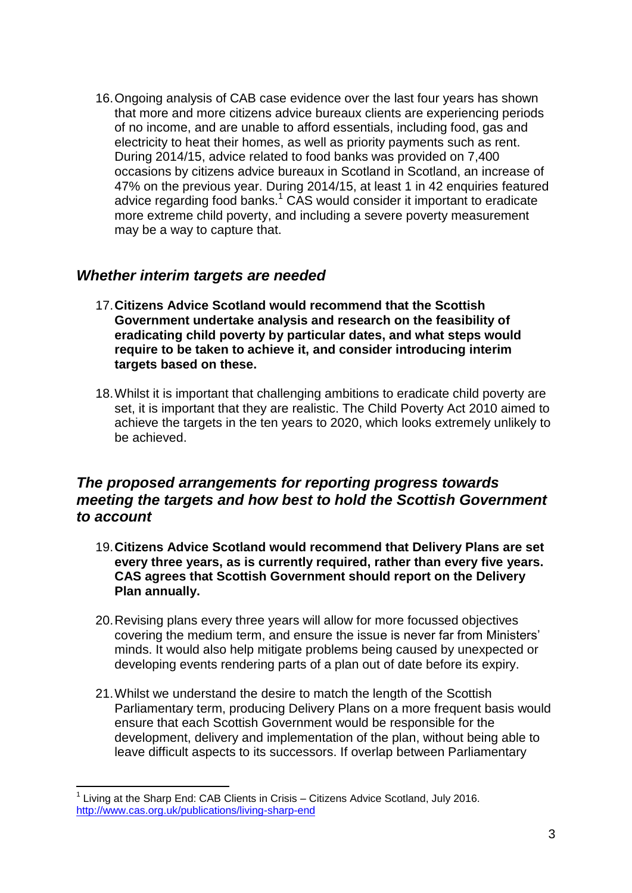16. Ongoing analysis of CAB case evidence over the last four years has shown that more and more citizens advice bureaux clients are experiencing periods of no income, and are unable to afford essentials, including food, gas and electricity to heat their homes, as well as priority payments such as rent. During 2014/15, advice related to food banks was provided on 7,400 occasions by citizens advice bureaux in Scotland in Scotland, an increase of 47% on the previous year. During 2014/15, at least 1 in 42 enquiries featured advice regarding food banks.[1] CAS would consider it important to eradicate more extreme child poverty, and including a severe poverty measurement may be a way to capture that.

## *Whether interim targets are needed*

17. **Citizens Advice Scotland would recommend that the Scottish Government undertake analysis and research on the feasibility of eradicating child poverty by particular dates, and what steps would require to be taken to achieve it, and consider introducing interim targets based on these.**

18. Whilst it is important that challenging ambitions to eradicate child poverty are set, it is important that they are realistic. The Child Poverty Act 2010 aimed to achieve the targets in the ten years to 2020, which looks extremely unlikely to be achieved.

## *The proposed arrangements for reporting progress towards meeting the targets and how best to hold the Scottish Government to account*

19. **Citizens Advice Scotland would recommend that Delivery Plans are set every three years, as is currently required, rather than every five years. CAS agrees that Scottish Government should report on the Delivery Plan annually.**

20. Revising plans every three years will allow for more focussed objectives covering the medium term, and ensure the issue is never far from Ministers' minds. It would also help mitigate problems being caused by unexpected or developing events rendering parts of a plan out of date before its expiry.

21. Whilst we understand the desire to match the length of the Scottish Parliamentary term, producing Delivery Plans on a more frequent basis would ensure that each Scottish Government would be responsible for the development, delivery and implementation of the plan, without being able to leave difficult aspects to its successors. If overlap between Parliamentary

---

[1] Living at the Sharp End: CAB Clients in Crisis – Citizens Advice Scotland, July 2016. http://www.cas.org.uk/publications/living-sharp-end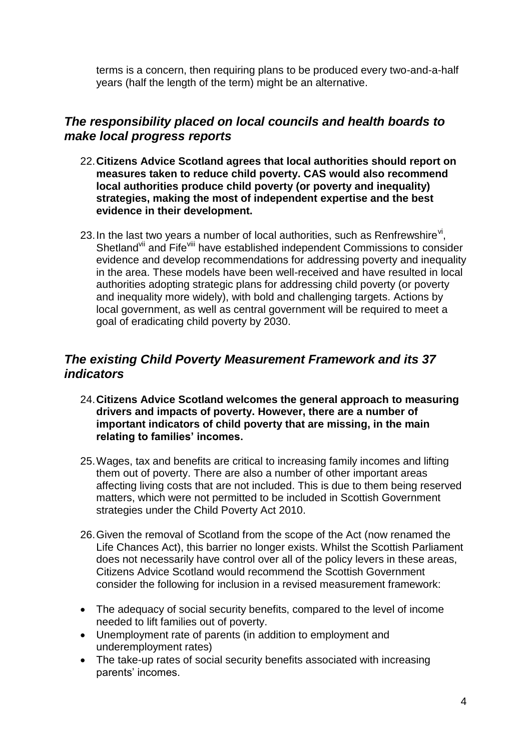terms is a concern, then requiring plans to be produced every two-and-a-half years (half the length of the term) might be an alternative.

## *The responsibility placed on local councils and health boards to make local progress reports*

22. **Citizens Advice Scotland agrees that local authorities should report on measures taken to reduce child poverty. CAS would also recommend local authorities produce child poverty (or poverty and inequality) strategies, making the most of independent expertise and the best evidence in their development.**

23. In the last two years a number of local authorities, such as Renfrewshire[vi], Shetland[vii] and Fife[viii] have established independent Commissions to consider evidence and develop recommendations for addressing poverty and inequality in the area. These models have been well-received and have resulted in local authorities adopting strategic plans for addressing child poverty (or poverty and inequality more widely), with bold and challenging targets. Actions by local government, as well as central government will be required to meet a goal of eradicating child poverty by 2030.

## *The existing Child Poverty Measurement Framework and its 37 indicators*

24. **Citizens Advice Scotland welcomes the general approach to measuring drivers and impacts of poverty. However, there are a number of important indicators of child poverty that are missing, in the main relating to families' incomes.**

25. Wages, tax and benefits are critical to increasing family incomes and lifting them out of poverty. There are also a number of other important areas affecting living costs that are not included. This is due to them being reserved matters, which were not permitted to be included in Scottish Government strategies under the Child Poverty Act 2010.

26. Given the removal of Scotland from the scope of the Act (now renamed the Life Chances Act), this barrier no longer exists. Whilst the Scottish Parliament does not necessarily have control over all of the policy levers in these areas, Citizens Advice Scotland would recommend the Scottish Government consider the following for inclusion in a revised measurement framework:

- The adequacy of social security benefits, compared to the level of income needed to lift families out of poverty.
- Unemployment rate of parents (in addition to employment and underemployment rates)
- The take-up rates of social security benefits associated with increasing parents' incomes.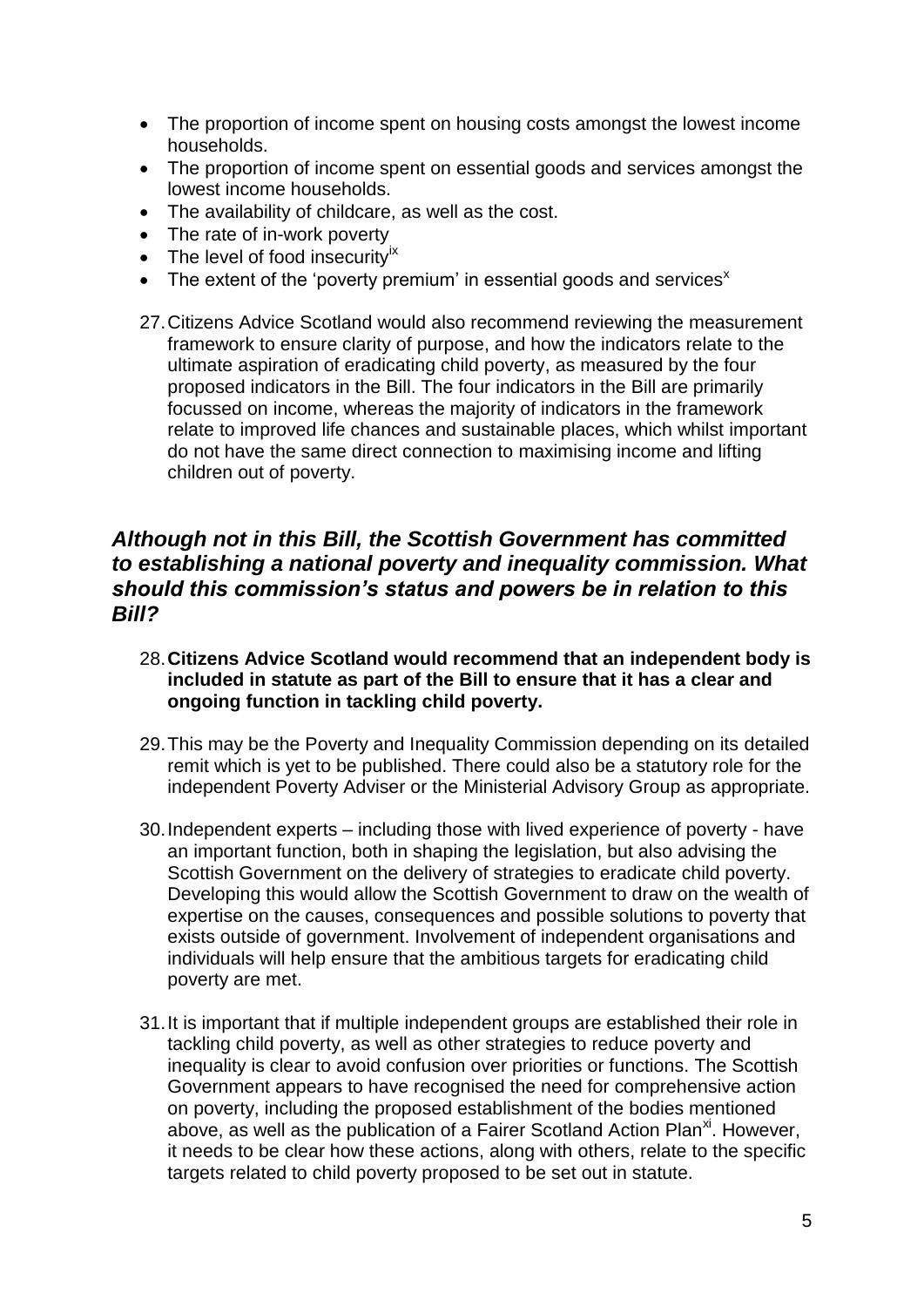- The proportion of income spent on housing costs amongst the lowest income households.
- The proportion of income spent on essential goods and services amongst the lowest income households.
- The availability of childcare, as well as the cost.
- The rate of in-work poverty
- The level of food insecurity[ix]
- The extent of the 'poverty premium' in essential goods and services[x]

27. Citizens Advice Scotland would also recommend reviewing the measurement framework to ensure clarity of purpose, and how the indicators relate to the ultimate aspiration of eradicating child poverty, as measured by the four proposed indicators in the Bill. The four indicators in the Bill are primarily focussed on income, whereas the majority of indicators in the framework relate to improved life chances and sustainable places, which whilst important do not have the same direct connection to maximising income and lifting children out of poverty.

## *Although not in this Bill, the Scottish Government has committed to establishing a national poverty and inequality commission. What should this commission's status and powers be in relation to this Bill?*

28. **Citizens Advice Scotland would recommend that an independent body is included in statute as part of the Bill to ensure that it has a clear and ongoing function in tackling child poverty.**

29. This may be the Poverty and Inequality Commission depending on its detailed remit which is yet to be published. There could also be a statutory role for the independent Poverty Adviser or the Ministerial Advisory Group as appropriate.

30. Independent experts – including those with lived experience of poverty - have an important function, both in shaping the legislation, but also advising the Scottish Government on the delivery of strategies to eradicate child poverty. Developing this would allow the Scottish Government to draw on the wealth of expertise on the causes, consequences and possible solutions to poverty that exists outside of government. Involvement of independent organisations and individuals will help ensure that the ambitious targets for eradicating child poverty are met.

31. It is important that if multiple independent groups are established their role in tackling child poverty, as well as other strategies to reduce poverty and inequality is clear to avoid confusion over priorities or functions. The Scottish Government appears to have recognised the need for comprehensive action on poverty, including the proposed establishment of the bodies mentioned above, as well as the publication of a Fairer Scotland Action Plan[xi]. However, it needs to be clear how these actions, along with others, relate to the specific targets related to child poverty proposed to be set out in statute.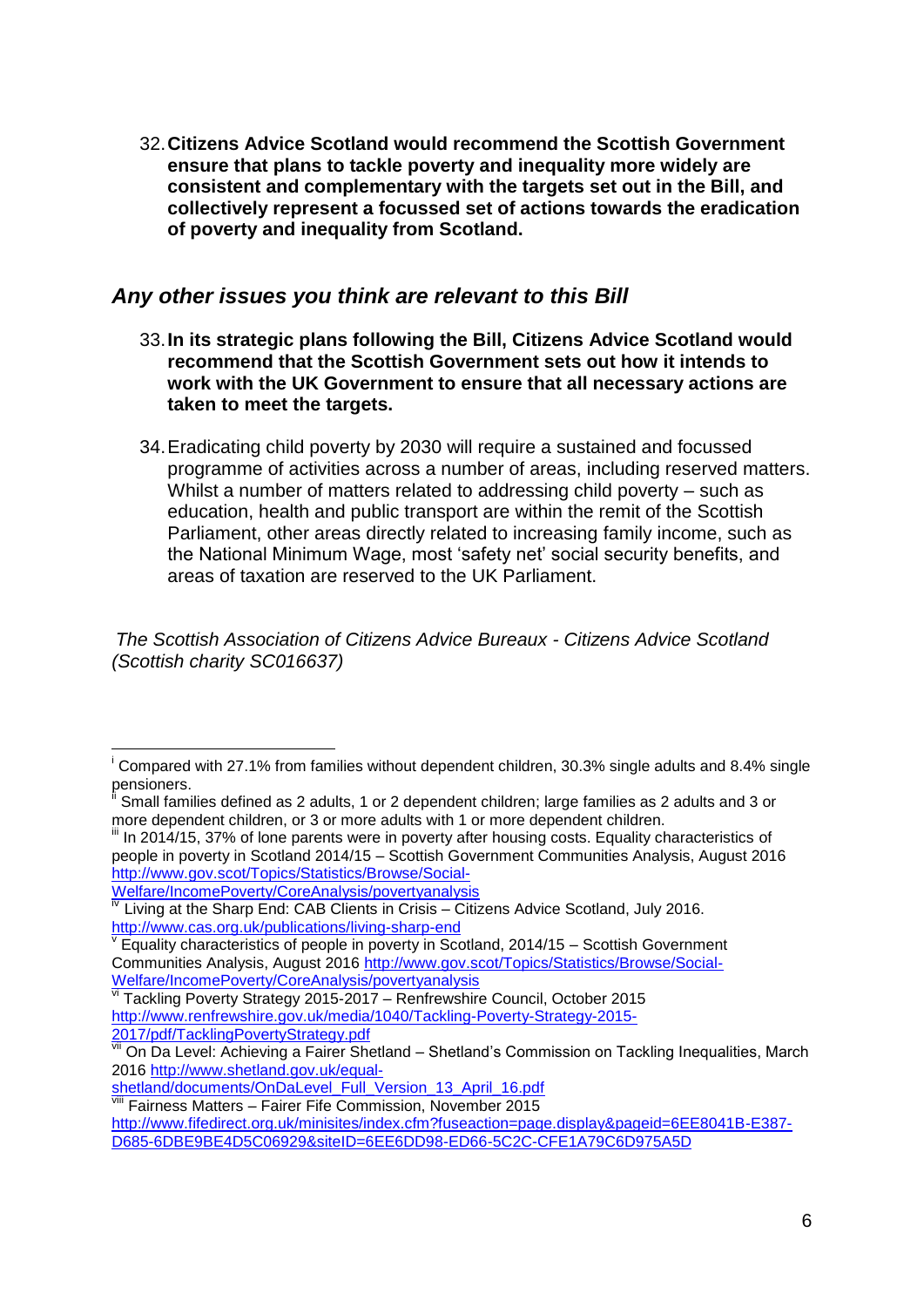32. **Citizens Advice Scotland would recommend the Scottish Government ensure that plans to tackle poverty and inequality more widely are consistent and complementary with the targets set out in the Bill, and collectively represent a focussed set of actions towards the eradication of poverty and inequality from Scotland.**

## *Any other issues you think are relevant to this Bill*

33. **In its strategic plans following the Bill, Citizens Advice Scotland would recommend that the Scottish Government sets out how it intends to work with the UK Government to ensure that all necessary actions are taken to meet the targets.**

34. Eradicating child poverty by 2030 will require a sustained and focussed programme of activities across a number of areas, including reserved matters. Whilst a number of matters related to addressing child poverty – such as education, health and public transport are within the remit of the Scottish Parliament, other areas directly related to increasing family income, such as the National Minimum Wage, most 'safety net' social security benefits, and areas of taxation are reserved to the UK Parliament.

*The Scottish Association of Citizens Advice Bureaux - Citizens Advice Scotland (Scottish charity SC016637)*

---

[i] Compared with 27.1% from families without dependent children, 30.3% single adults and 8.4% single pensioners.

[ii] Small families defined as 2 adults, 1 or 2 dependent children; large families as 2 adults and 3 or more dependent children, or 3 or more adults with 1 or more dependent children.

[iii] In 2014/15, 37% of lone parents were in poverty after housing costs. Equality characteristics of people in poverty in Scotland 2014/15 – Scottish Government Communities Analysis, August 2016 http://www.gov.scot/Topics/Statistics/Browse/Social-Welfare/IncomePoverty/CoreAnalysis/povertyanalysis

[iv] Living at the Sharp End: CAB Clients in Crisis – Citizens Advice Scotland, July 2016. http://www.cas.org.uk/publications/living-sharp-end

[v] Equality characteristics of people in poverty in Scotland, 2014/15 – Scottish Government Communities Analysis, August 2016 http://www.gov.scot/Topics/Statistics/Browse/Social-Welfare/IncomePoverty/CoreAnalysis/povertyanalysis

[vi] Tackling Poverty Strategy 2015-2017 – Renfrewshire Council, October 2015 http://www.renfrewshire.gov.uk/media/1040/Tackling-Poverty-Strategy-2015-2017/pdf/TacklingPovertyStrategy.pdf

[vii] On Da Level: Achieving a Fairer Shetland – Shetland's Commission on Tackling Inequalities, March 2016 http://www.shetland.gov.uk/equal-shetland/documents/OnDaLevel_Full_Version_13_April_16.pdf

[viii] Fairness Matters – Fairer Fife Commission, November 2015 http://www.fifedirect.org.uk/minisites/index.cfm?fuseaction=page.display&pageid=6EE8041B-E387-D685-6DBE9BE4D5C06929&siteID=6EE6DD98-ED66-5C2C-CFE1A79C6D975A5D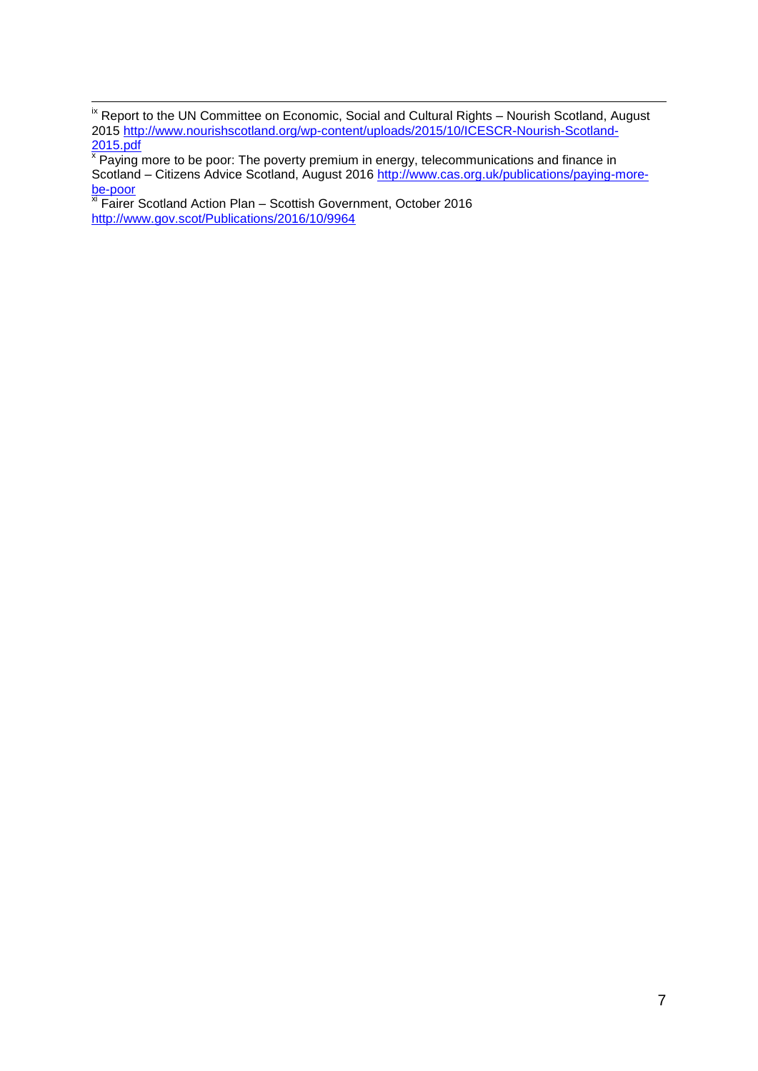[ix] Report to the UN Committee on Economic, Social and Cultural Rights – Nourish Scotland, August 2015 http://www.nourishscotland.org/wp-content/uploads/2015/10/ICESCR-Nourish-Scotland-2015.pdf

[x] Paying more to be poor: The poverty premium in energy, telecommunications and finance in Scotland – Citizens Advice Scotland, August 2016 http://www.cas.org.uk/publications/paying-more-be-poor

[xi] Fairer Scotland Action Plan – Scottish Government, October 2016 http://www.gov.scot/Publications/2016/10/9964